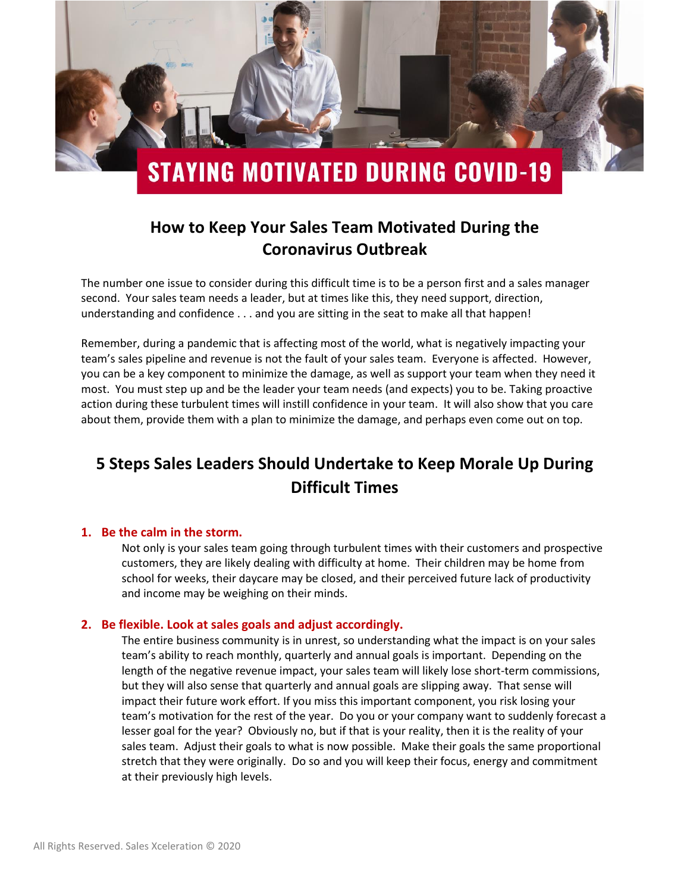// STAYING MOTIVATED DURING COVID-19

## How to Keep Your Sales Team Motivated During the Coronavirus Outbreak

The number one issue to consider during this difficult time is to be a person first and a sales manager second. Your sales team needs a leader, but at times like this, they need support, direction, understanding and confidence . . . and you are sitting in the seat to make all that happen!

Remember, during a pandemic that is affecting most of the world, what is negatively impacting your team's sales pipeline and revenue is not the fault of your sales team. Everyone is affected. However, you can be a key component to minimize the damage, as well as support your team when they need it most. You must step up and be the leader your team needs (and expects) you to be. Taking proactive action during these turbulent times will instill confidence in your team. It will also show that you care about them, provide them with a plan to minimize the damage, and perhaps even come out on top.

## 5 Steps Sales Leaders Should Undertake to Keep Morale Up During Difficult Times

1. **Be the calm in the storm.**

   Not only is your sales team going through turbulent times with their customers and prospective customers, they are likely dealing with difficulty at home. Their children may be home from school for weeks, their daycare may be closed, and their perceived future lack of productivity and income may be weighing on their minds.

2. **Be flexible. Look at sales goals and adjust accordingly.**

   The entire business community is in unrest, so understanding what the impact is on your sales team's ability to reach monthly, quarterly and annual goals is important. Depending on the length of the negative revenue impact, your sales team will likely lose short-term commissions, but they will also sense that quarterly and annual goals are slipping away. That sense will impact their future work effort. If you miss this important component, you risk losing your team's motivation for the rest of the year. Do you or your company want to suddenly forecast a lesser goal for the year? Obviously no, but if that is your reality, then it is the reality of your sales team. Adjust their goals to what is now possible. Make their goals the same proportional stretch that they were originally. Do so and you will keep their focus, energy and commitment at their previously high levels.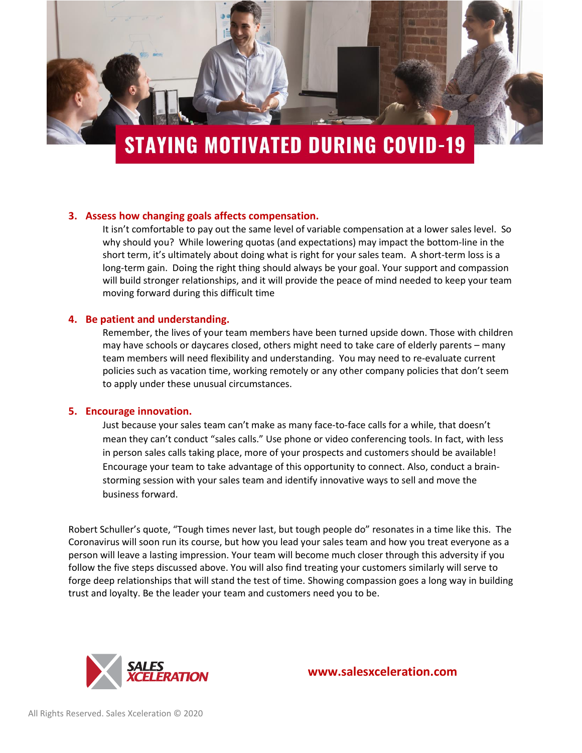# STAYING MOTIVATED DURING COVID-19

### 3. Assess how changing goals affects compensation.

It isn't comfortable to pay out the same level of variable compensation at a lower sales level. So why should you? While lowering quotas (and expectations) may impact the bottom-line in the short term, it's ultimately about doing what is right for your sales team. A short-term loss is a long-term gain. Doing the right thing should always be your goal. Your support and compassion will build stronger relationships, and it will provide the peace of mind needed to keep your team moving forward during this difficult time

### 4. Be patient and understanding.

Remember, the lives of your team members have been turned upside down. Those with children may have schools or daycares closed, others might need to take care of elderly parents – many team members will need flexibility and understanding. You may need to re-evaluate current policies such as vacation time, working remotely or any other company policies that don't seem to apply under these unusual circumstances.

### 5. Encourage innovation.

Just because your sales team can't make as many face-to-face calls for a while, that doesn't mean they can't conduct "sales calls." Use phone or video conferencing tools. In fact, with less in person sales calls taking place, more of your prospects and customers should be available! Encourage your team to take advantage of this opportunity to connect. Also, conduct a brain-storming session with your sales team and identify innovative ways to sell and move the business forward.

Robert Schuller's quote, "Tough times never last, but tough people do" resonates in a time like this. The Coronavirus will soon run its course, but how you lead your sales team and how you treat everyone as a person will leave a lasting impression. Your team will become much closer through this adversity if you follow the five steps discussed above. You will also find treating your customers similarly will serve to forge deep relationships that will stand the test of time. Showing compassion goes a long way in building trust and loyalty. Be the leader your team and customers need you to be.

SALES XCELERATION

**www.salesxceleration.com**

All Rights Reserved. Sales Xceleration © 2020